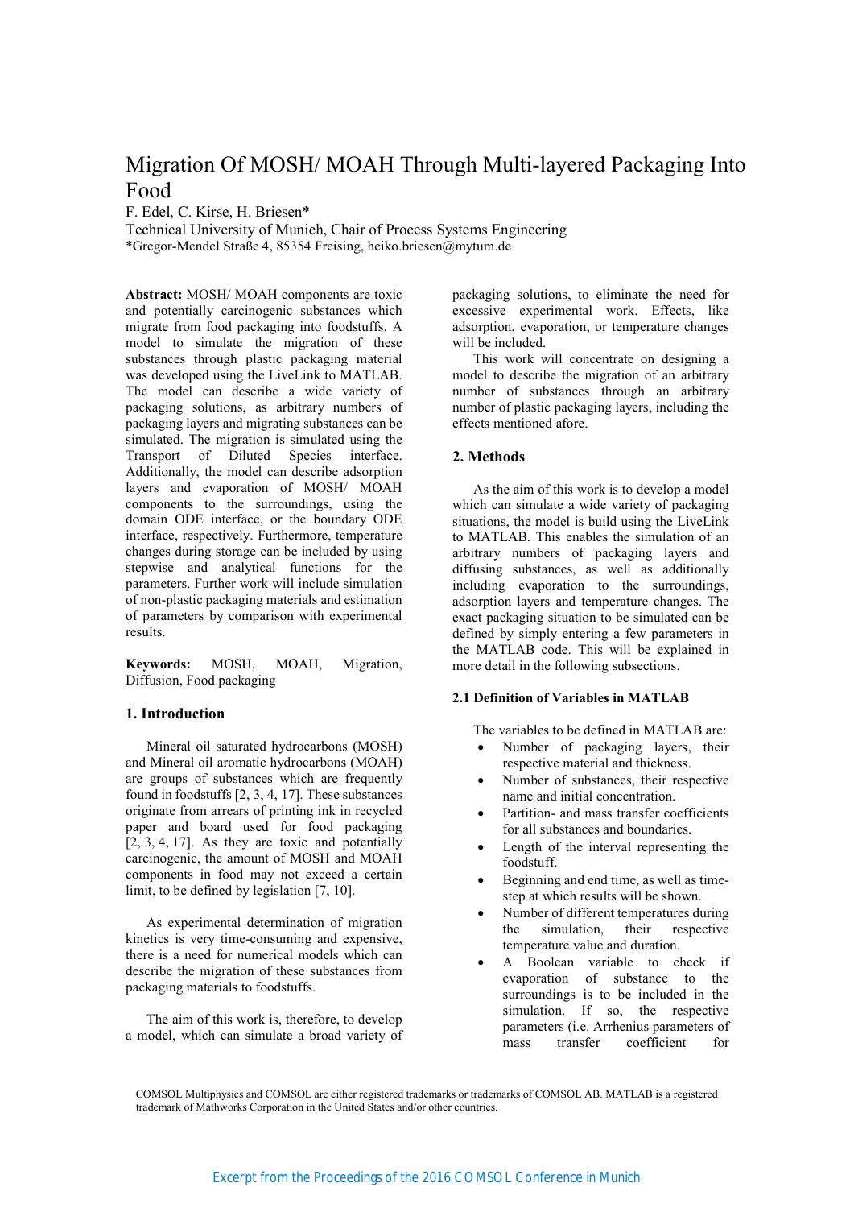# Migration Of MOSH/ MOAH Through Multi-layered Packaging Into Food

F. Edel, C. Kirse, H. Briesen*

Technical University of Munich, Chair of Process Systems Engineering

*Gregor-Mendel Straße 4, 85354 Freising, heiko.briesen@mytum.de

**Abstract:** MOSH/ MOAH components are toxic and potentially carcinogenic substances which migrate from food packaging into foodstuffs. A model to simulate the migration of these substances through plastic packaging material was developed using the LiveLink to MATLAB. The model can describe a wide variety of packaging solutions, as arbitrary numbers of packaging layers and migrating substances can be simulated. The migration is simulated using the Transport of Diluted Species interface. Additionally, the model can describe adsorption layers and evaporation of MOSH/ MOAH components to the surroundings, using the domain ODE interface, or the boundary ODE interface, respectively. Furthermore, temperature changes during storage can be included by using stepwise and analytical functions for the parameters. Further work will include simulation of non-plastic packaging materials and estimation of parameters by comparison with experimental results.

**Keywords:** MOSH, MOAH, Migration, Diffusion, Food packaging

## 1. Introduction

Mineral oil saturated hydrocarbons (MOSH) and Mineral oil aromatic hydrocarbons (MOAH) are groups of substances which are frequently found in foodstuffs [2, 3, 4, 17]. These substances originate from arrears of printing ink in recycled paper and board used for food packaging [2, 3, 4, 17]. As they are toxic and potentially carcinogenic, the amount of MOSH and MOAH components in food may not exceed a certain limit, to be defined by legislation [7, 10].

As experimental determination of migration kinetics is very time-consuming and expensive, there is a need for numerical models which can describe the migration of these substances from packaging materials to foodstuffs.

The aim of this work is, therefore, to develop a model, which can simulate a broad variety of packaging solutions, to eliminate the need for excessive experimental work. Effects, like adsorption, evaporation, or temperature changes will be included.

This work will concentrate on designing a model to describe the migration of an arbitrary number of substances through an arbitrary number of plastic packaging layers, including the effects mentioned afore.

## 2. Methods

As the aim of this work is to develop a model which can simulate a wide variety of packaging situations, the model is build using the LiveLink to MATLAB. This enables the simulation of an arbitrary numbers of packaging layers and diffusing substances, as well as additionally including evaporation to the surroundings, adsorption layers and temperature changes. The exact packaging situation to be simulated can be defined by simply entering a few parameters in the MATLAB code. This will be explained in more detail in the following subsections.

### 2.1 Definition of Variables in MATLAB

The variables to be defined in MATLAB are:

- Number of packaging layers, their respective material and thickness.
- Number of substances, their respective name and initial concentration.
- Partition- and mass transfer coefficients for all substances and boundaries.
- Length of the interval representing the foodstuff.
- Beginning and end time, as well as time-step at which results will be shown.
- Number of different temperatures during the simulation, their respective temperature value and duration.
- A Boolean variable to check if evaporation of substance to the surroundings is to be included in the simulation. If so, the respective parameters (i.e. Arrhenius parameters of mass transfer coefficient for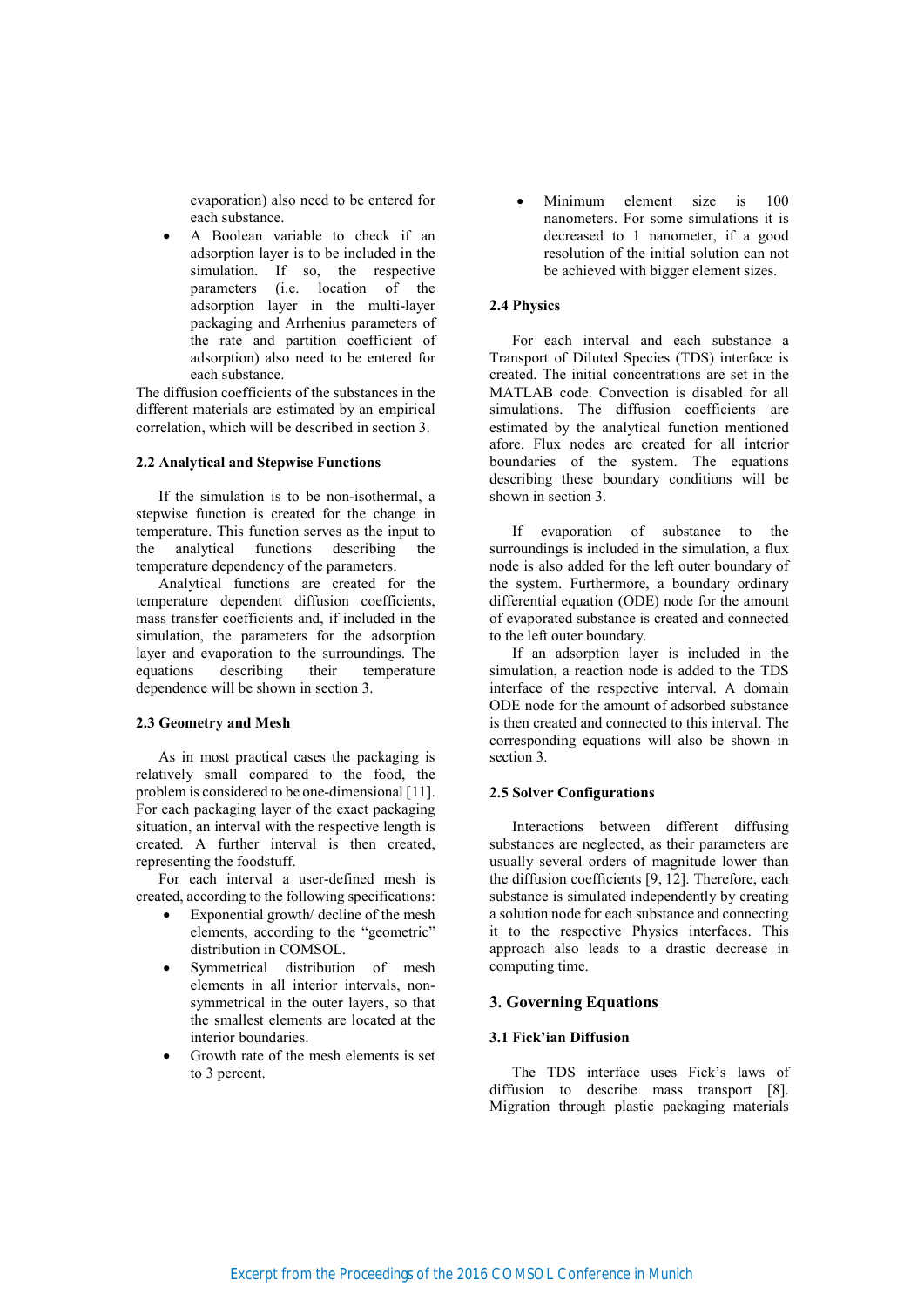evaporation) also need to be entered for each substance.

- A Boolean variable to check if an adsorption layer is to be included in the simulation. If so, the respective parameters (i.e. location of the adsorption layer in the multi-layer packaging and Arrhenius parameters of the rate and partition coefficient of adsorption) also need to be entered for each substance.

The diffusion coefficients of the substances in the different materials are estimated by an empirical correlation, which will be described in section 3.

### 2.2 Analytical and Stepwise Functions

If the simulation is to be non-isothermal, a stepwise function is created for the change in temperature. This function serves as the input to the analytical functions describing the temperature dependency of the parameters.

Analytical functions are created for the temperature dependent diffusion coefficients, mass transfer coefficients and, if included in the simulation, the parameters for the adsorption layer and evaporation to the surroundings. The equations describing their temperature dependence will be shown in section 3.

### 2.3 Geometry and Mesh

As in most practical cases the packaging is relatively small compared to the food, the problem is considered to be one-dimensional [11]. For each packaging layer of the exact packaging situation, an interval with the respective length is created. A further interval is then created, representing the foodstuff.

For each interval a user-defined mesh is created, according to the following specifications:

- Exponential growth/ decline of the mesh elements, according to the "geometric" distribution in COMSOL.
- Symmetrical distribution of mesh elements in all interior intervals, non-symmetrical in the outer layers, so that the smallest elements are located at the interior boundaries.
- Growth rate of the mesh elements is set to 3 percent.
- Minimum element size is 100 nanometers. For some simulations it is decreased to 1 nanometer, if a good resolution of the initial solution can not be achieved with bigger element sizes.

### 2.4 Physics

For each interval and each substance a Transport of Diluted Species (TDS) interface is created. The initial concentrations are set in the MATLAB code. Convection is disabled for all simulations. The diffusion coefficients are estimated by the analytical function mentioned afore. Flux nodes are created for all interior boundaries of the system. The equations describing these boundary conditions will be shown in section 3.

If evaporation of substance to the surroundings is included in the simulation, a flux node is also added for the left outer boundary of the system. Furthermore, a boundary ordinary differential equation (ODE) node for the amount of evaporated substance is created and connected to the left outer boundary.

If an adsorption layer is included in the simulation, a reaction node is added to the TDS interface of the respective interval. A domain ODE node for the amount of adsorbed substance is then created and connected to this interval. The corresponding equations will also be shown in section 3.

### 2.5 Solver Configurations

Interactions between different diffusing substances are neglected, as their parameters are usually several orders of magnitude lower than the diffusion coefficients [9, 12]. Therefore, each substance is simulated independently by creating a solution node for each substance and connecting it to the respective Physics interfaces. This approach also leads to a drastic decrease in computing time.

## 3. Governing Equations

### 3.1 Fick'ian Diffusion

The TDS interface uses Fick's laws of diffusion to describe mass transport [8]. Migration through plastic packaging materials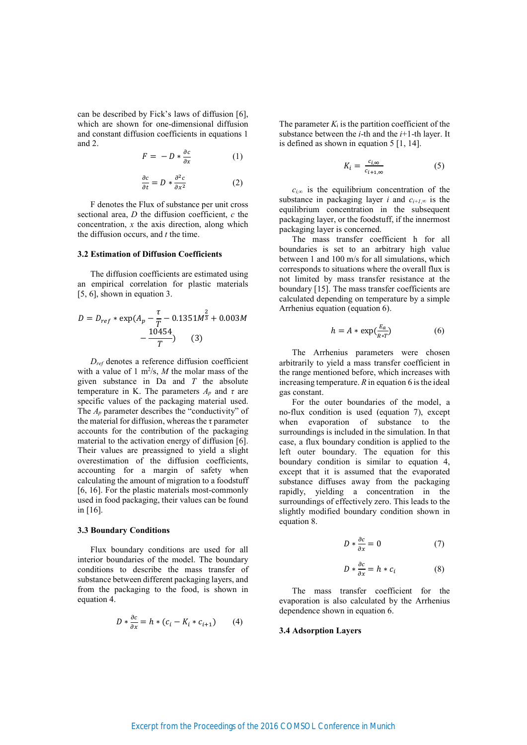can be described by Fick's laws of diffusion [6], which are shown for one-dimensional diffusion and constant diffusion coefficients in equations 1 and 2.

$$F = -D * \frac{\partial c}{\partial x} \qquad (1)$$

$$\frac{\partial c}{\partial t} = D * \frac{\partial^2 c}{\partial x^2} \qquad (2)$$

F denotes the Flux of substance per unit cross sectional area, $D$ the diffusion coefficient, $c$ the concentration, $x$ the axis direction, along which the diffusion occurs, and $t$ the time.

### 3.2 Estimation of Diffusion Coefficients

The diffusion coefficients are estimated using an empirical correlation for plastic materials [5, 6], shown in equation 3.

$$D = D_{ref} * \exp(A_p - \frac{\tau}{T} - 0.1351M^{\frac{2}{3}} + 0.003M - \frac{10454}{T}) \qquad (3)$$

$D_{ref}$ denotes a reference diffusion coefficient with a value of 1 $m^2/s$, $M$ the molar mass of the given substance in Da and $T$ the absolute temperature in K. The parameters $A_p$ and $\tau$ are specific values of the packaging material used. The $A_p$ parameter describes the "conductivity" of the material for diffusion, whereas the τ parameter accounts for the contribution of the packaging material to the activation energy of diffusion [6]. Their values are preassigned to yield a slight overestimation of the diffusion coefficients, accounting for a margin of safety when calculating the amount of migration to a foodstuff [6, 16]. For the plastic materials most-commonly used in food packaging, their values can be found in [16].

### 3.3 Boundary Conditions

Flux boundary conditions are used for all interior boundaries of the model. The boundary conditions to describe the mass transfer of substance between different packaging layers, and from the packaging to the food, is shown in equation 4.

$$D * \frac{\partial c}{\partial x} = h * (c_i - K_i * c_{i+1}) \qquad (4)$$

The parameter $K_i$ is the partition coefficient of the substance between the $i$-th and the $i$+1-th layer. It is defined as shown in equation 5 [1, 14].

$$K_i = \frac{c_{i,\infty}}{c_{i+1,\infty}} \qquad (5)$$

$c_{i,\infty}$ is the equilibrium concentration of the substance in packaging layer $i$ and $c_{i+1,\infty}$ is the equilibrium concentration in the subsequent packaging layer, or the foodstuff, if the innermost packaging layer is concerned.

The mass transfer coefficient h for all boundaries is set to an arbitrary high value between 1 and 100 m/s for all simulations, which corresponds to situations where the overall flux is not limited by mass transfer resistance at the boundary [15]. The mass transfer coefficients are calculated depending on temperature by a simple Arrhenius equation (equation 6).

$$h = A * \exp(\frac{E_a}{R * T}) \qquad (6)$$

The Arrhenius parameters were chosen arbitrarily to yield a mass transfer coefficient in the range mentioned before, which increases with increasing temperature. $R$ in equation 6 is the ideal gas constant.

For the outer boundaries of the model, a no-flux condition is used (equation 7), except when evaporation of substance to the surroundings is included in the simulation. In that case, a flux boundary condition is applied to the left outer boundary. The equation for this boundary condition is similar to equation 4, except that it is assumed that the evaporated substance diffuses away from the packaging rapidly, yielding a concentration in the surroundings of effectively zero. This leads to the slightly modified boundary condition shown in equation 8.

$$D * \frac{\partial c}{\partial x} = 0 \qquad (7)$$

$$D * \frac{\partial c}{\partial x} = h * c_i \qquad (8)$$

The mass transfer coefficient for the evaporation is also calculated by the Arrhenius dependence shown in equation 6.

### 3.4 Adsorption Layers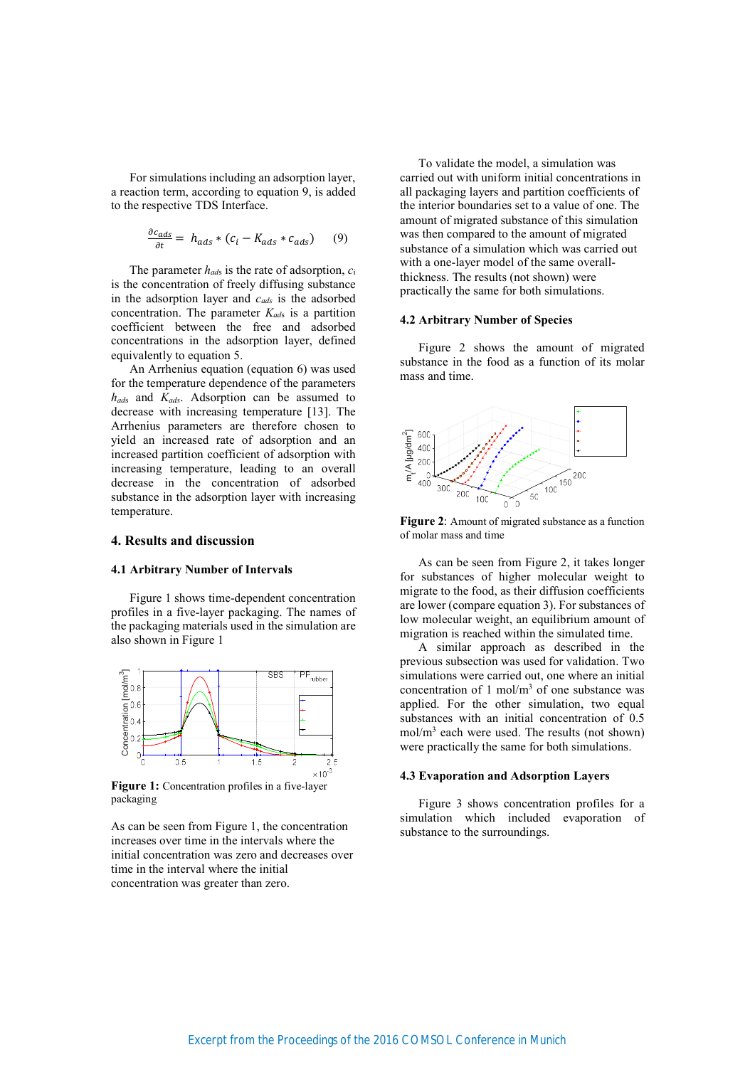For simulations including an adsorption layer, a reaction term, according to equation 9, is added to the respective TDS Interface.

$$\frac{\partial c_{ads}}{\partial t} = h_{ads} * (c_i - K_{ads} * c_{ads}) \quad (9)$$

The parameter $h_{ads}$ is the rate of adsorption, $c_i$ is the concentration of freely diffusing substance in the adsorption layer and $c_{ads}$ is the adsorbed concentration. The parameter $K_{ads}$ is a partition coefficient between the free and adsorbed concentrations in the adsorption layer, defined equivalently to equation 5.

An Arrhenius equation (equation 6) was used for the temperature dependence of the parameters $h_{ads}$ and $K_{ads}$. Adsorption can be assumed to decrease with increasing temperature [13]. The Arrhenius parameters are therefore chosen to yield an increased rate of adsorption and an increased partition coefficient of adsorption with increasing temperature, leading to an overall decrease in the concentration of adsorbed substance in the adsorption layer with increasing temperature.

## 4. Results and discussion

### 4.1 Arbitrary Number of Intervals

Figure 1 shows time-dependent concentration profiles in a five-layer packaging. The names of the packaging materials used in the simulation are also shown in Figure 1

**Figure 1:** Concentration profiles in a five-layer packaging

As can be seen from Figure 1, the concentration increases over time in the intervals where the initial concentration was zero and decreases over time in the interval where the initial concentration was greater than zero.

To validate the model, a simulation was carried out with uniform initial concentrations in all packaging layers and partition coefficients of the interior boundaries set to a value of one. The amount of migrated substance of this simulation was then compared to the amount of migrated substance of a simulation which was carried out with a one-layer model of the same overall-thickness. The results (not shown) were practically the same for both simulations.

### 4.2 Arbitrary Number of Species

Figure 2 shows the amount of migrated substance in the food as a function of its molar mass and time.

**Figure 2**: Amount of migrated substance as a function of molar mass and time

As can be seen from Figure 2, it takes longer for substances of higher molecular weight to migrate to the food, as their diffusion coefficients are lower (compare equation 3). For substances of low molecular weight, an equilibrium amount of migration is reached within the simulated time.

A similar approach as described in the previous subsection was used for validation. Two simulations were carried out, one where an initial concentration of 1 mol/m$^3$ of one substance was applied. For the other simulation, two equal substances with an initial concentration of 0.5 mol/m$^3$ each were used. The results (not shown) were practically the same for both simulations.

### 4.3 Evaporation and Adsorption Layers

Figure 3 shows concentration profiles for a simulation which included evaporation of substance to the surroundings.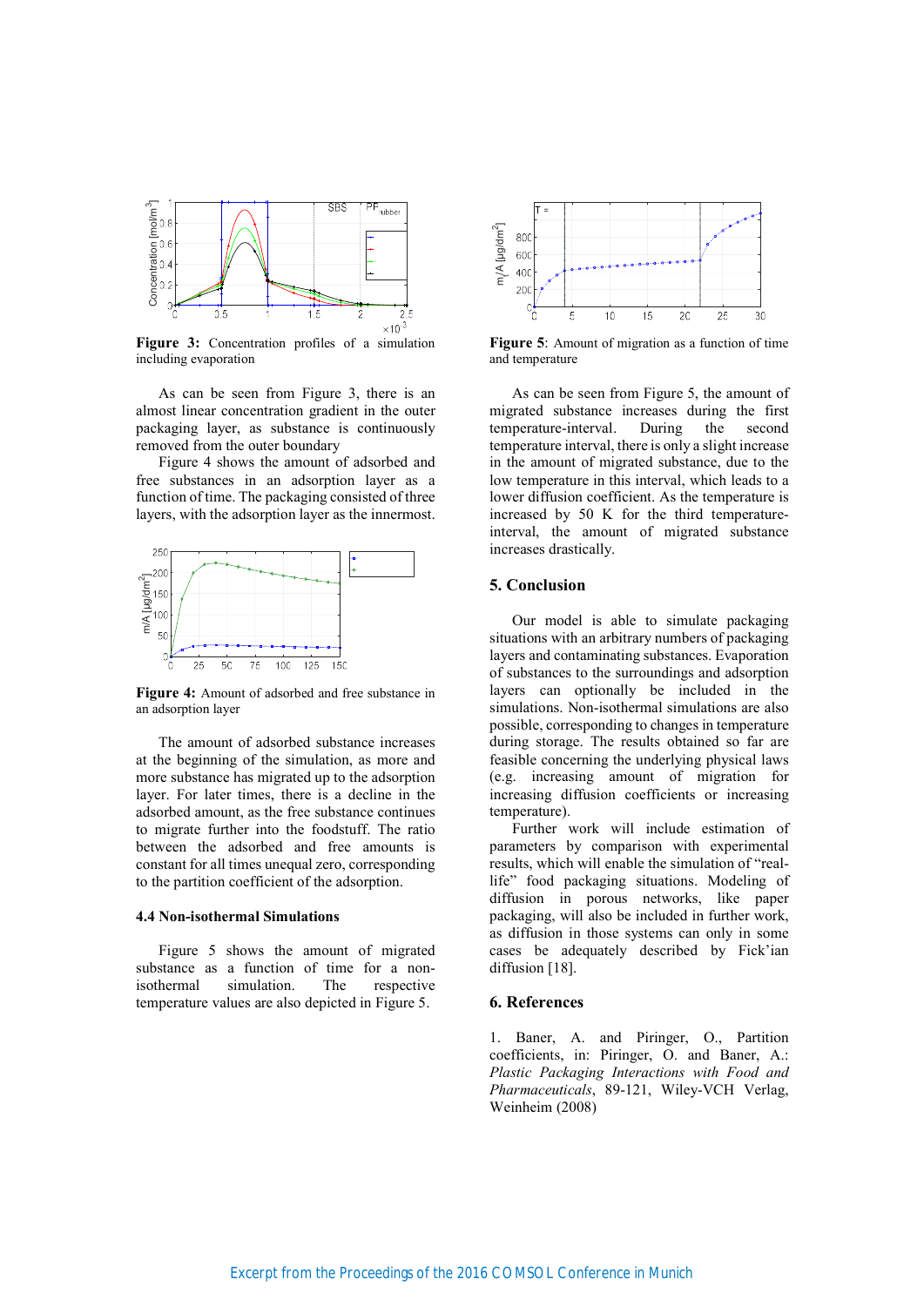**Figure 3:** Concentration profiles of a simulation including evaporation

As can be seen from Figure 3, there is an almost linear concentration gradient in the outer packaging layer, as substance is continuously removed from the outer boundary

Figure 4 shows the amount of adsorbed and free substances in an adsorption layer as a function of time. The packaging consisted of three layers, with the adsorption layer as the innermost.

**Figure 4:** Amount of adsorbed and free substance in an adsorption layer

The amount of adsorbed substance increases at the beginning of the simulation, as more and more substance has migrated up to the adsorption layer. For later times, there is a decline in the adsorbed amount, as the free substance continues to migrate further into the foodstuff. The ratio between the adsorbed and free amounts is constant for all times unequal zero, corresponding to the partition coefficient of the adsorption.

### 4.4 Non-isothermal Simulations

Figure 5 shows the amount of migrated substance as a function of time for a non-isothermal simulation. The respective temperature values are also depicted in Figure 5.

**Figure 5**: Amount of migration as a function of time and temperature

As can be seen from Figure 5, the amount of migrated substance increases during the first temperature-interval. During the second temperature interval, there is only a slight increase in the amount of migrated substance, due to the low temperature in this interval, which leads to a lower diffusion coefficient. As the temperature is increased by 50 K for the third temperature-interval, the amount of migrated substance increases drastically.

## 5. Conclusion

Our model is able to simulate packaging situations with an arbitrary numbers of packaging layers and contaminating substances. Evaporation of substances to the surroundings and adsorption layers can optionally be included in the simulations. Non-isothermal simulations are also possible, corresponding to changes in temperature during storage. The results obtained so far are feasible concerning the underlying physical laws (e.g. increasing amount of migration for increasing diffusion coefficients or increasing temperature).

Further work will include estimation of parameters by comparison with experimental results, which will enable the simulation of "real-life" food packaging situations. Modeling of diffusion in porous networks, like paper packaging, will also be included in further work, as diffusion in those systems can only in some cases be adequately described by Fick'ian diffusion [18].

## 6. References

1. Baner, A. and Piringer, O., Partition coefficients, in: Piringer, O. and Baner, A.: *Plastic Packaging Interactions with Food and Pharmaceuticals*, 89-121, Wiley-VCH Verlag, Weinheim (2008)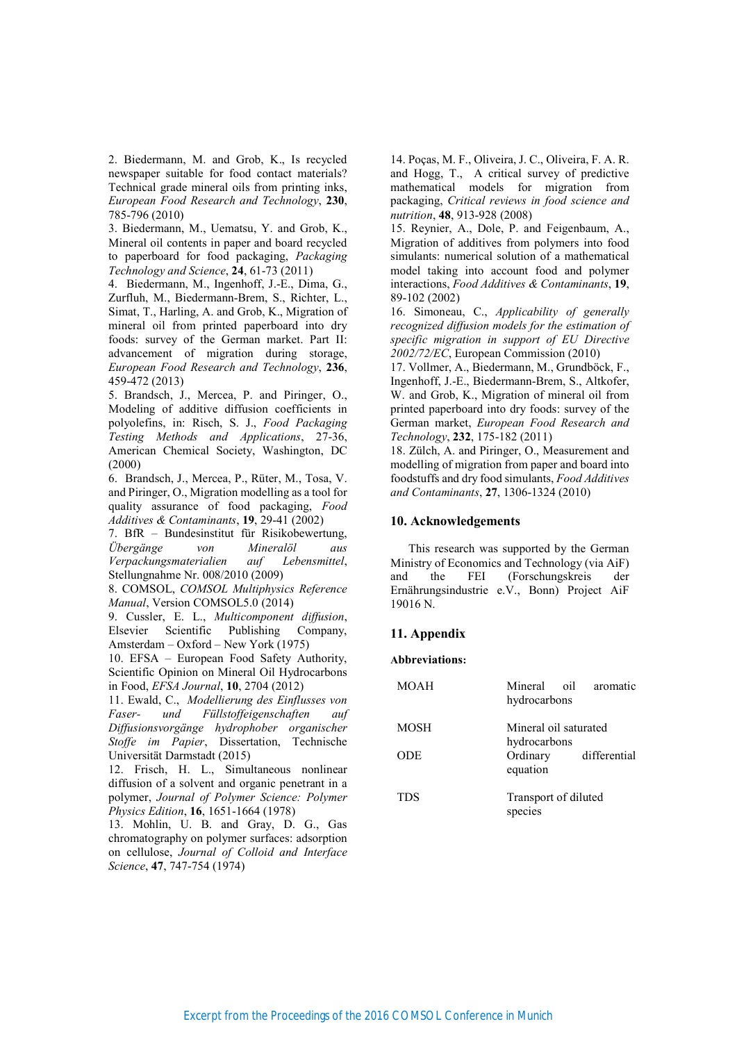2. Biedermann, M. and Grob, K., Is recycled newspaper suitable for food contact materials? Technical grade mineral oils from printing inks, *European Food Research and Technology*, **230**, 785-796 (2010)

3. Biedermann, M., Uematsu, Y. and Grob, K., Mineral oil contents in paper and board recycled to paperboard for food packaging, *Packaging Technology and Science*, **24**, 61-73 (2011)

4. Biedermann, M., Ingenhoff, J.-E., Dima, G., Zurfluh, M., Biedermann-Brem, S., Richter, L., Simat, T., Harling, A. and Grob, K., Migration of mineral oil from printed paperboard into dry foods: survey of the German market. Part II: advancement of migration during storage, *European Food Research and Technology*, **236**, 459-472 (2013)

5. Brandsch, J., Mercea, P. and Piringer, O., Modeling of additive diffusion coefficients in polyolefins, in: Risch, S. J., *Food Packaging Testing Methods and Applications*, 27-36, American Chemical Society, Washington, DC (2000)

6. Brandsch, J., Mercea, P., Rüter, M., Tosa, V. and Piringer, O., Migration modelling as a tool for quality assurance of food packaging, *Food Additives & Contaminants*, **19**, 29-41 (2002)

7. BfR – Bundesinstitut für Risikobewertung, *Übergänge von Mineralöl aus Verpackungsmaterialien auf Lebensmittel*, Stellungnahme Nr. 008/2010 (2009)

8. COMSOL, *COMSOL Multiphysics Reference Manual*, Version COMSOL5.0 (2014)

9. Cussler, E. L., *Multicomponent diffusion*, Elsevier Scientific Publishing Company, Amsterdam – Oxford – New York (1975)

10. EFSA – European Food Safety Authority, Scientific Opinion on Mineral Oil Hydrocarbons in Food, *EFSA Journal*, **10**, 2704 (2012)

11. Ewald, C., *Modellierung des Einflusses von Faser- und Füllstoffeigenschaften auf Diffusionsvorgänge hydrophober organischer Stoffe im Papier*, Dissertation, Technische Universität Darmstadt (2015)

12. Frisch, H. L., Simultaneous nonlinear diffusion of a solvent and organic penetrant in a polymer, *Journal of Polymer Science: Polymer Physics Edition*, **16**, 1651-1664 (1978)

13. Mohlin, U. B. and Gray, D. G., Gas chromatography on polymer surfaces: adsorption on cellulose, *Journal of Colloid and Interface Science*, **47**, 747-754 (1974)

14. Poças, M. F., Oliveira, J. C., Oliveira, F. A. R. and Hogg, T., A critical survey of predictive mathematical models for migration from packaging, *Critical reviews in food science and nutrition*, **48**, 913-928 (2008)

15. Reynier, A., Dole, P. and Feigenbaum, A., Migration of additives from polymers into food simulants: numerical solution of a mathematical model taking into account food and polymer interactions, *Food Additives & Contaminants*, **19**, 89-102 (2002)

16. Simoneau, C., *Applicability of generally recognized diffusion models for the estimation of specific migration in support of EU Directive 2002/72/EC*, European Commission (2010)

17. Vollmer, A., Biedermann, M., Grundböck, F., Ingenhoff, J.-E., Biedermann-Brem, S., Altkofer, W. and Grob, K., Migration of mineral oil from printed paperboard into dry foods: survey of the German market, *European Food Research and Technology*, **232**, 175-182 (2011)

18. Zülch, A. and Piringer, O., Measurement and modelling of migration from paper and board into foodstuffs and dry food simulants, *Food Additives and Contaminants*, **27**, 1306-1324 (2010)

## 10. Acknowledgements

This research was supported by the German Ministry of Economics and Technology (via AiF) and the FEI (Forschungskreis der Ernährungsindustrie e.V., Bonn) Project AiF 19016 N.

## 11. Appendix

**Abbreviations:**

| | |
|---|---|
| MOAH | Mineral oil aromatic hydrocarbons |
| MOSH | Mineral oil saturated hydrocarbons |
| ODE | Ordinary differential equation |
| TDS | Transport of diluted species |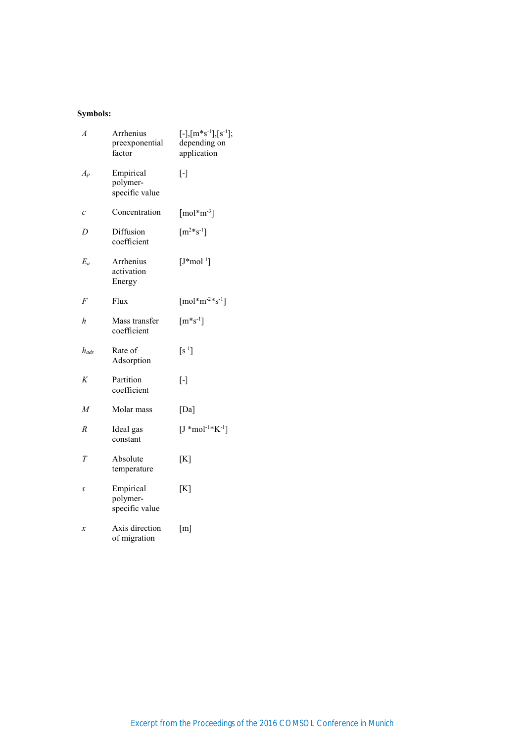**Symbols:**

| | | |
|---|---|---|
| $A$ | Arrhenius preexponential factor | [-],[m*s$^{-1}$],[s$^{-1}$]; depending on application |
| $A_p$ | Empirical polymer-specific value | [-] |
| $c$ | Concentration | [mol*m$^{-3}$] |
| $D$ | Diffusion coefficient | [m$^{2}$*s$^{-1}$] |
| $E_a$ | Arrhenius activation Energy | [J*mol$^{-1}$] |
| $F$ | Flux | [mol*m$^{-2}$*s$^{-1}$] |
| $h$ | Mass transfer coefficient | [m*s$^{-1}$] |
| $h_{ads}$ | Rate of Adsorption | [s$^{-1}$] |
| $K$ | Partition coefficient | [-] |
| $M$ | Molar mass | [Da] |
| $R$ | Ideal gas constant | [J *mol$^{-1}$*K$^{-1}$] |
| $T$ | Absolute temperature | [K] |
| $\tau$ | Empirical polymer-specific value | [K] |
| $x$ | Axis direction of migration | [m] |